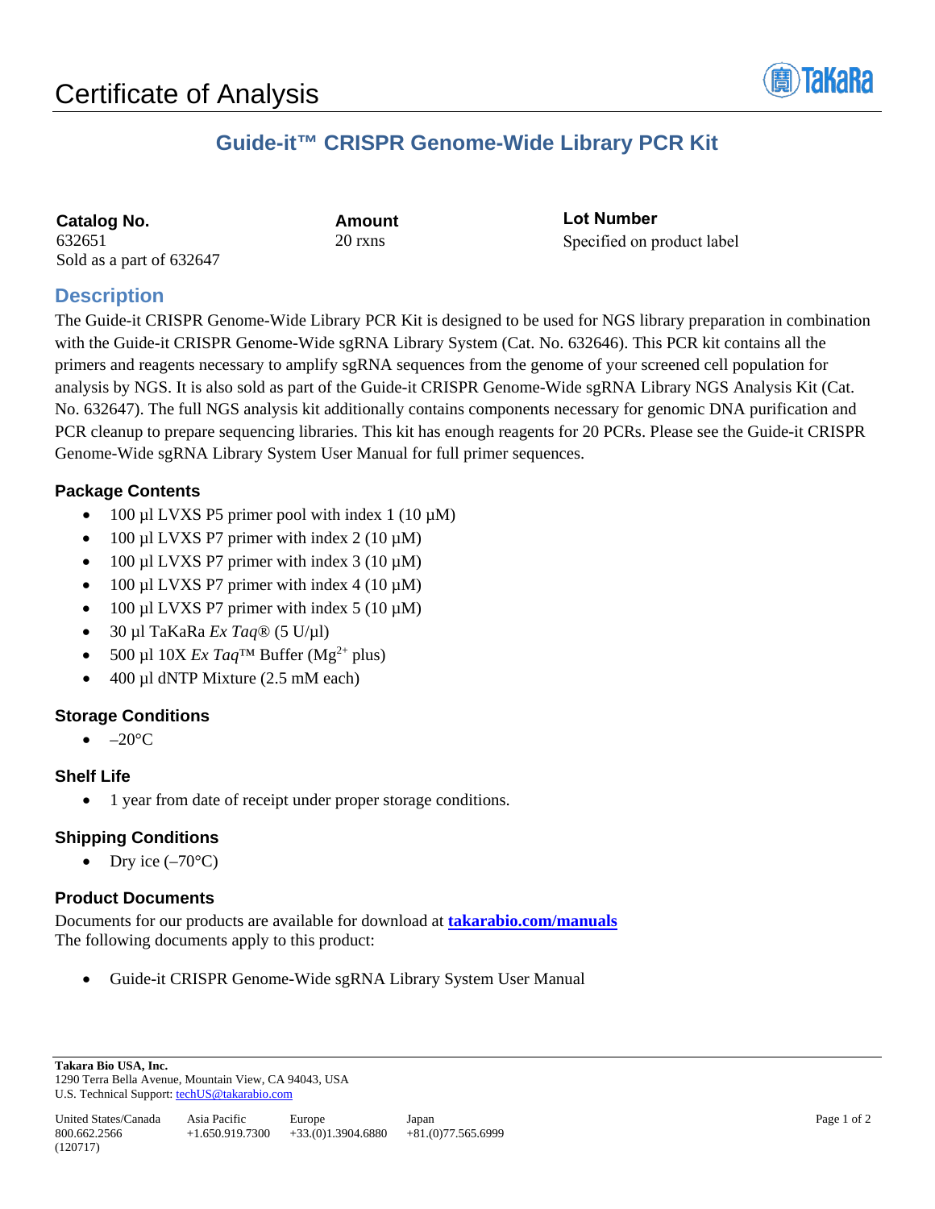# Certificate of Analysis

## Guide-it™ CRISPR Genome-Wide Library PCR Kit

| Catalog No. | Amount | Lot Number |
|---|---|---|
| 632651<br>Sold as a part of 632647 | 20 rxns | Specified on product label |

## Description

The Guide-it CRISPR Genome-Wide Library PCR Kit is designed to be used for NGS library preparation in combination with the Guide-it CRISPR Genome-Wide sgRNA Library System (Cat. No. 632646). This PCR kit contains all the primers and reagents necessary to amplify sgRNA sequences from the genome of your screened cell population for analysis by NGS. It is also sold as part of the Guide-it CRISPR Genome-Wide sgRNA Library NGS Analysis Kit (Cat. No. 632647). The full NGS analysis kit additionally contains components necessary for genomic DNA purification and PCR cleanup to prepare sequencing libraries. This kit has enough reagents for 20 PCRs. Please see the Guide-it CRISPR Genome-Wide sgRNA Library System User Manual for full primer sequences.

### Package Contents

- 100 µl LVXS P5 primer pool with index 1 (10 µM)
- 100 µl LVXS P7 primer with index 2 (10 µM)
- 100 µl LVXS P7 primer with index 3 (10 µM)
- 100 µl LVXS P7 primer with index 4 (10 µM)
- 100 µl LVXS P7 primer with index 5 (10 µM)
- 30 µl TaKaRa *Ex Taq*® (5 U/µl)
- 500 µl 10X *Ex Taq*™ Buffer ($Mg^{2+}$ plus)
- 400 µl dNTP Mixture (2.5 mM each)

### Storage Conditions

- –20°C

### Shelf Life

- 1 year from date of receipt under proper storage conditions.

### Shipping Conditions

- Dry ice (–70°C)

### Product Documents

Documents for our products are available for download at **takarabio.com/manuals**
The following documents apply to this product:

- Guide-it CRISPR Genome-Wide sgRNA Library System User Manual

**Takara Bio USA, Inc.**
1290 Terra Bella Avenue, Mountain View, CA 94043, USA
U.S. Technical Support: techUS@takarabio.com

| United States/Canada | Asia Pacific | Europe | Japan |
|---|---|---|---|
| 800.662.2566 | +1.650.919.7300 | +33.(0)1.3904.6880 | +81.(0)77.565.6999 |

(120717)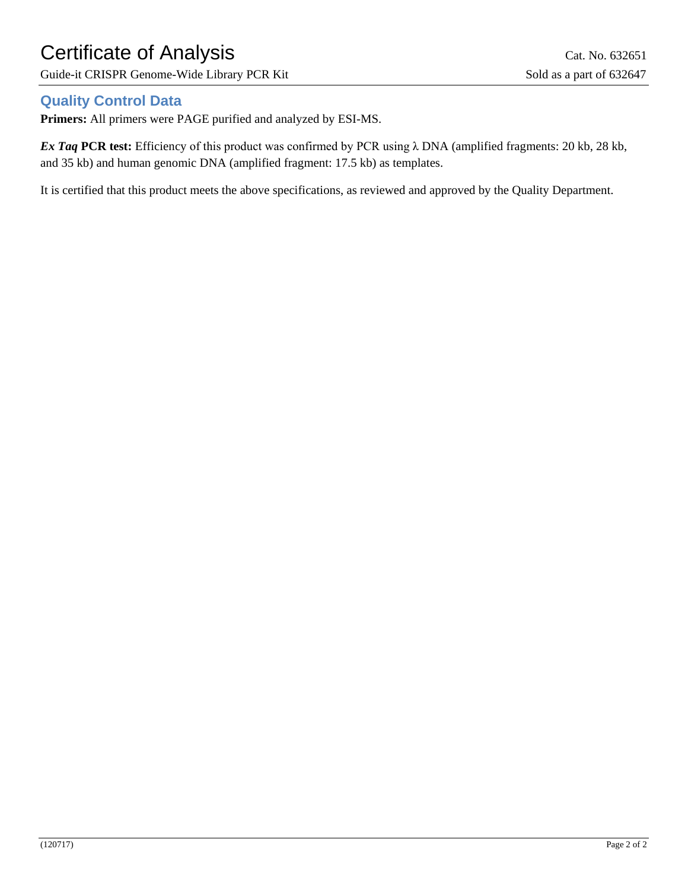## Quality Control Data

**Primers:** All primers were PAGE purified and analyzed by ESI-MS.

***Ex Taq* PCR test:** Efficiency of this product was confirmed by PCR using λ DNA (amplified fragments: 20 kb, 28 kb, and 35 kb) and human genomic DNA (amplified fragment: 17.5 kb) as templates.

It is certified that this product meets the above specifications, as reviewed and approved by the Quality Department.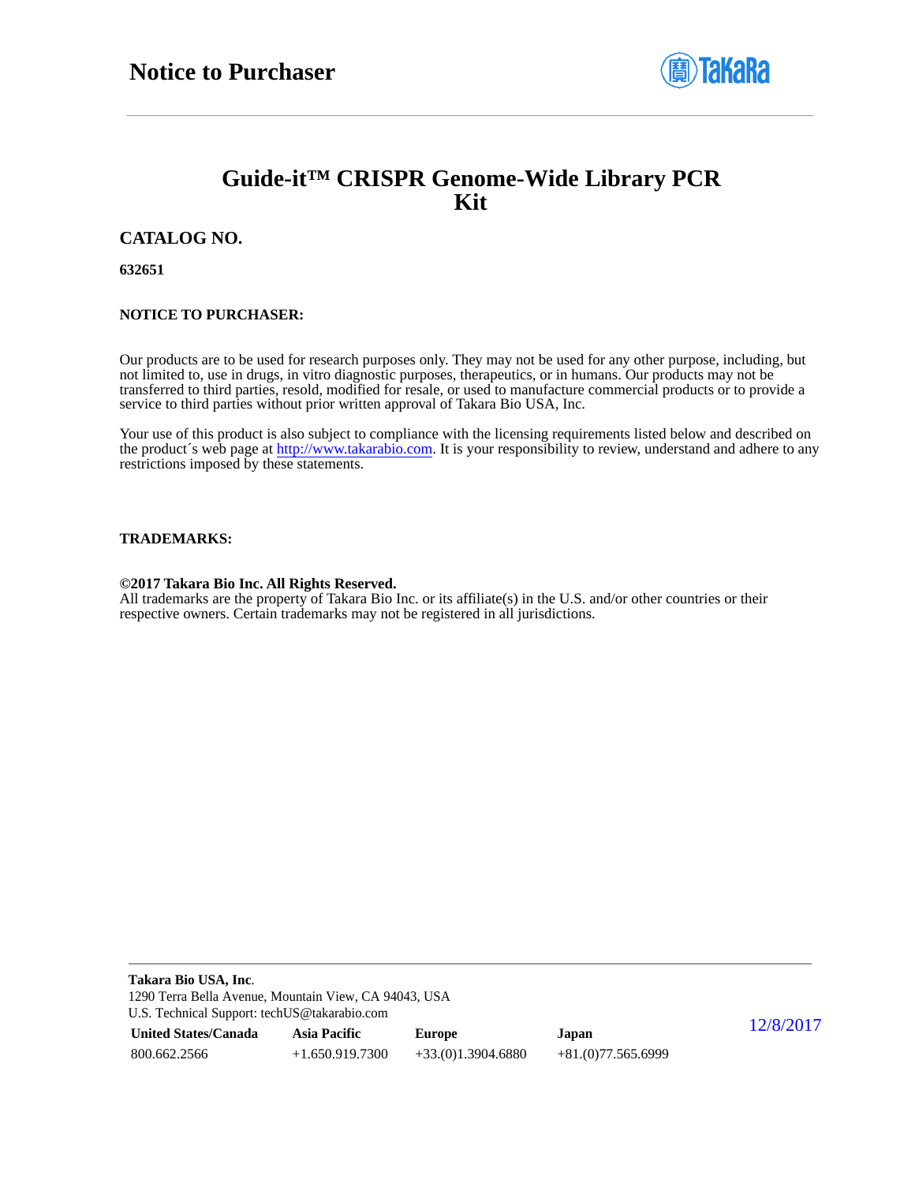# Notice to Purchaser

## Guide-it™ CRISPR Genome-Wide Library PCR Kit

### CATALOG NO.

**632651**

**NOTICE TO PURCHASER:**

Our products are to be used for research purposes only. They may not be used for any other purpose, including, but not limited to, use in drugs, in vitro diagnostic purposes, therapeutics, or in humans. Our products may not be transferred to third parties, resold, modified for resale, or used to manufacture commercial products or to provide a service to third parties without prior written approval of Takara Bio USA, Inc.

Your use of this product is also subject to compliance with the licensing requirements listed below and described on the product´s web page at http://www.takarabio.com. It is your responsibility to review, understand and adhere to any restrictions imposed by these statements.

**TRADEMARKS:**

**©2017 Takara Bio Inc. All Rights Reserved.**
All trademarks are the property of Takara Bio Inc. or its affiliate(s) in the U.S. and/or other countries or their respective owners. Certain trademarks may not be registered in all jurisdictions.

**Takara Bio USA, Inc**.
1290 Terra Bella Avenue, Mountain View, CA 94043, USA
U.S. Technical Support: techUS@takarabio.com

| United States/Canada | Asia Pacific | Europe | Japan |
|---|---|---|---|
| 800.662.2566 | +1.650.919.7300 | +33.(0)1.3904.6880 | +81.(0)77.565.6999 |

12/8/2017